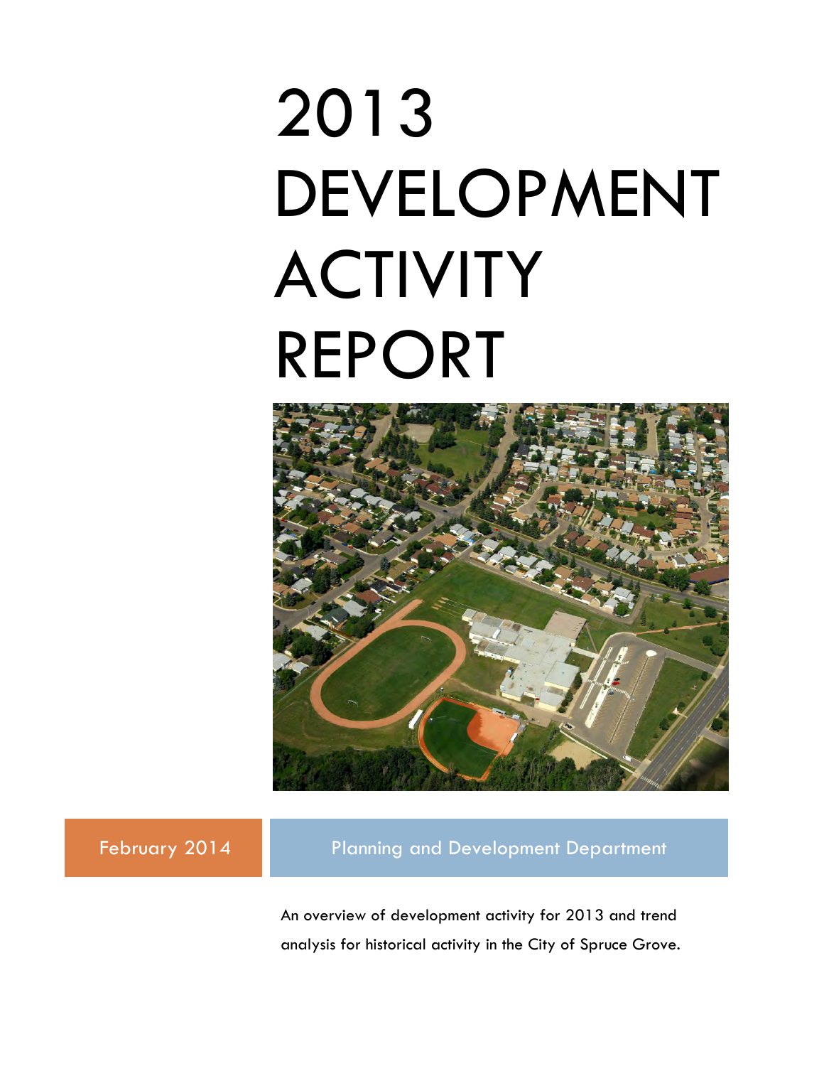# 2013 DEVELOPMENT ACTIVITY REPORT

February 2014

Planning and Development Department

An overview of development activity for 2013 and trend analysis for historical activity in the City of Spruce Grove.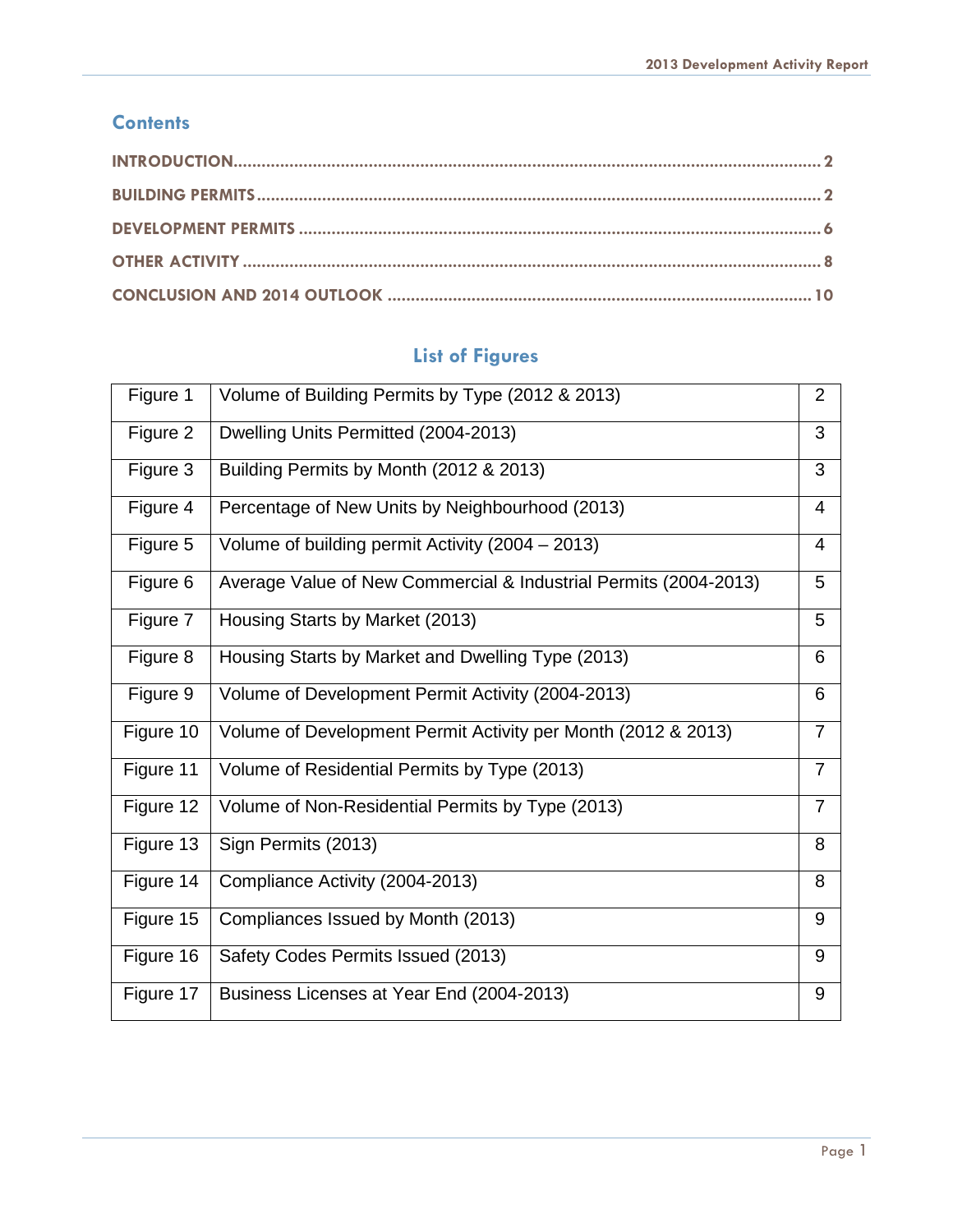## Contents

INTRODUCTION........................................................................................................................2

BUILDING PERMITS.................................................................................................................2

DEVELOPMENT PERMITS ........................................................................................................6

OTHER ACTIVITY ....................................................................................................................8

CONCLUSION AND 2014 OUTLOOK ......................................................................................10

## List of Figures

| | | |
|---|---|---|
| Figure 1 | Volume of Building Permits by Type (2012 & 2013) | 2 |
| Figure 2 | Dwelling Units Permitted (2004-2013) | 3 |
| Figure 3 | Building Permits by Month (2012 & 2013) | 3 |
| Figure 4 | Percentage of New Units by Neighbourhood (2013) | 4 |
| Figure 5 | Volume of building permit Activity (2004 – 2013) | 4 |
| Figure 6 | Average Value of New Commercial & Industrial Permits (2004-2013) | 5 |
| Figure 7 | Housing Starts by Market (2013) | 5 |
| Figure 8 | Housing Starts by Market and Dwelling Type (2013) | 6 |
| Figure 9 | Volume of Development Permit Activity (2004-2013) | 6 |
| Figure 10 | Volume of Development Permit Activity per Month (2012 & 2013) | 7 |
| Figure 11 | Volume of Residential Permits by Type (2013) | 7 |
| Figure 12 | Volume of Non-Residential Permits by Type (2013) | 7 |
| Figure 13 | Sign Permits (2013) | 8 |
| Figure 14 | Compliance Activity (2004-2013) | 8 |
| Figure 15 | Compliances Issued by Month (2013) | 9 |
| Figure 16 | Safety Codes Permits Issued (2013) | 9 |
| Figure 17 | Business Licenses at Year End (2004-2013) | 9 |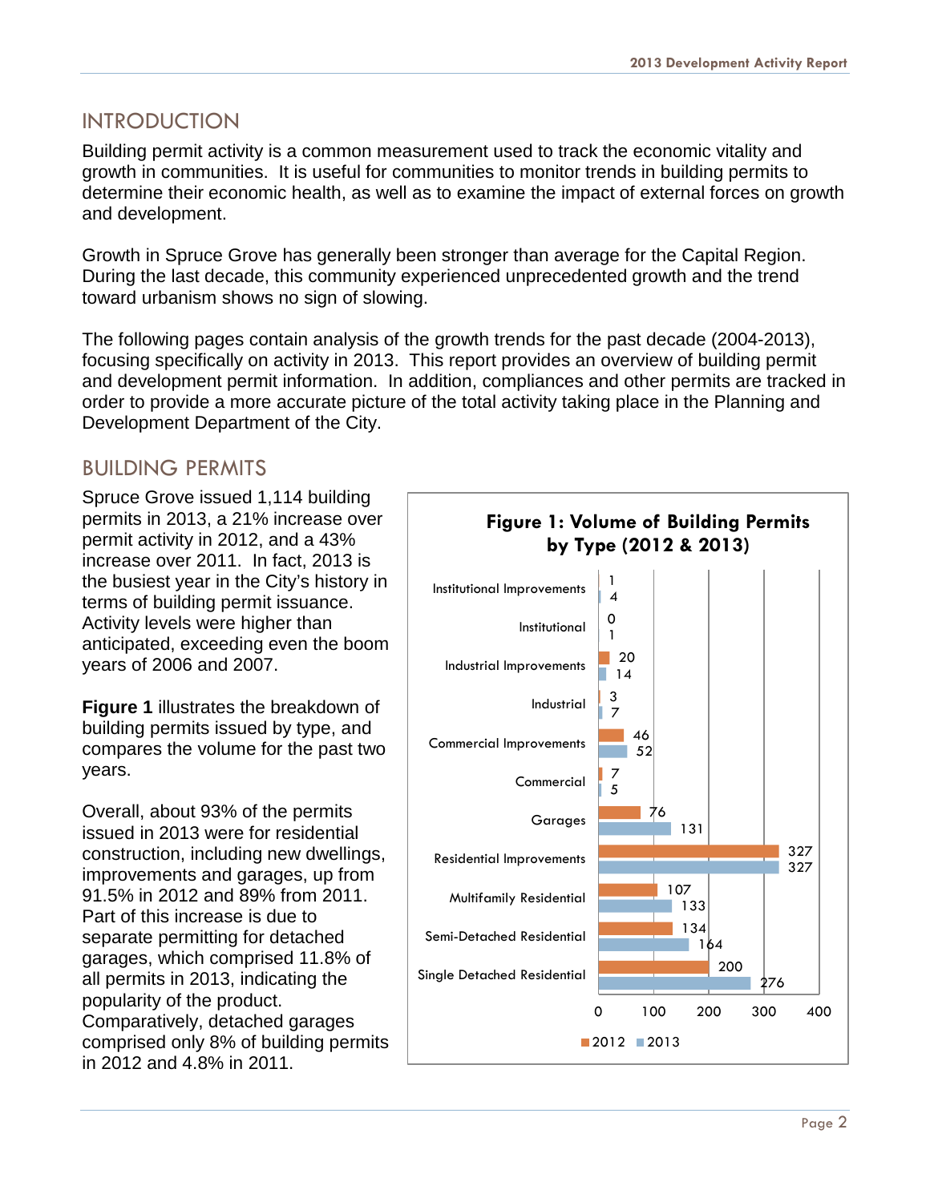## INTRODUCTION

Building permit activity is a common measurement used to track the economic vitality and growth in communities. It is useful for communities to monitor trends in building permits to determine their economic health, as well as to examine the impact of external forces on growth and development.

Growth in Spruce Grove has generally been stronger than average for the Capital Region. During the last decade, this community experienced unprecedented growth and the trend toward urbanism shows no sign of slowing.

The following pages contain analysis of the growth trends for the past decade (2004-2013), focusing specifically on activity in 2013. This report provides an overview of building permit and development permit information. In addition, compliances and other permits are tracked in order to provide a more accurate picture of the total activity taking place in the Planning and Development Department of the City.

## BUILDING PERMITS

Spruce Grove issued 1,114 building permits in 2013, a 21% increase over permit activity in 2012, and a 43% increase over 2011. In fact, 2013 is the busiest year in the City's history in terms of building permit issuance. Activity levels were higher than anticipated, exceeding even the boom years of 2006 and 2007.

**Figure 1** illustrates the breakdown of building permits issued by type, and compares the volume for the past two years.

Overall, about 93% of the permits issued in 2013 were for residential construction, including new dwellings, improvements and garages, up from 91.5% in 2012 and 89% from 2011. Part of this increase is due to separate permitting for detached garages, which comprised 11.8% of all permits in 2013, indicating the popularity of the product. Comparatively, detached garages comprised only 8% of building permits in 2012 and 4.8% in 2011.

**Figure 1: Volume of Building Permits by Type (2012 & 2013)**

Institutional Improvements 1 4
Institutional 0 1
Industrial Improvements 20 14
Industrial 3 7
Commercial Improvements 46 52
Commercial 7 5
Garages 76 131
Residential Improvements 327 327
Multifamily Residential 107 133
Semi-Detached Residential 134 164
Single Detached Residential 200 276

0 100 200 300 400

2012 2013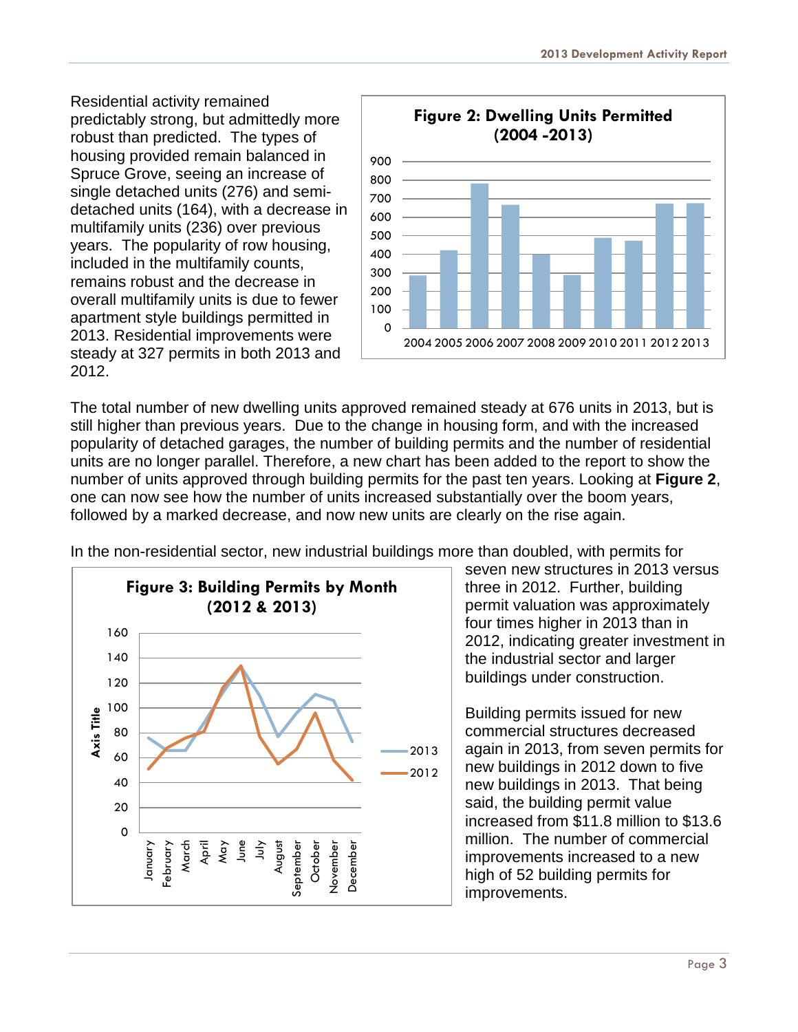Residential activity remained predictably strong, but admittedly more robust than predicted. The types of housing provided remain balanced in Spruce Grove, seeing an increase of single detached units (276) and semi-detached units (164), with a decrease in multifamily units (236) over previous years. The popularity of row housing, included in the multifamily counts, remains robust and the decrease in overall multifamily units is due to fewer apartment style buildings permitted in 2013. Residential improvements were steady at 327 permits in both 2013 and 2012.

**Figure 2: Dwelling Units Permitted (2004 -2013)**

900
800
700
600
500
400
300
200
100
0

2004 2005 2006 2007 2008 2009 2010 2011 2012 2013

The total number of new dwelling units approved remained steady at 676 units in 2013, but is still higher than previous years. Due to the change in housing form, and with the increased popularity of detached garages, the number of building permits and the number of residential units are no longer parallel. Therefore, a new chart has been added to the report to show the number of units approved through building permits for the past ten years. Looking at **Figure 2**, one can now see how the number of units increased substantially over the boom years, followed by a marked decrease, and now new units are clearly on the rise again.

In the non-residential sector, new industrial buildings more than doubled, with permits for seven new structures in 2013 versus three in 2012. Further, building permit valuation was approximately four times higher in 2013 than in 2012, indicating greater investment in the industrial sector and larger buildings under construction.

**Figure 3: Building Permits by Month (2012 & 2013)**

Axis Title

160
140
120
100
80
60
40
20
0

January February March April May June July August September October November December

2013
2012

Building permits issued for new commercial structures decreased again in 2013, from seven permits for new buildings in 2012 down to five new buildings in 2013. That being said, the building permit value increased from $11.8 million to $13.6 million. The number of commercial improvements increased to a new high of 52 building permits for improvements.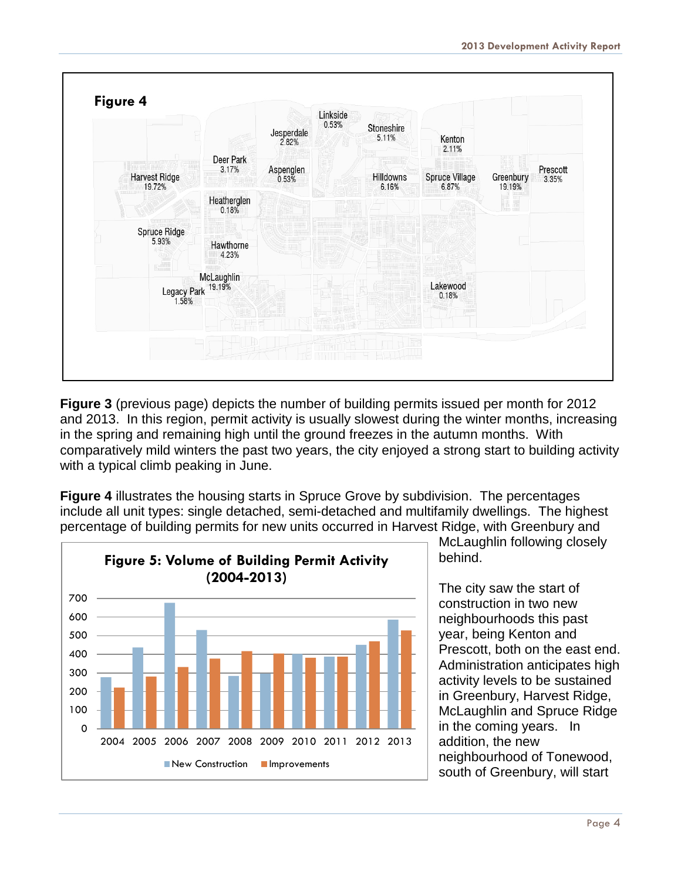**Figure 4**

Linkside
0.53%

Jesperdale
2.82%

Stoneshire
5.11%

Kenton
2.11%

Deer Park
3.17%

Harvest Ridge
19.72%

Aspenglen
0.53%

Hilldowns
6.16%

Spruce Village
6.87%

Greenbury
19.19%

Prescott
3.35%

Heatherglen
0.18%

Spruce Ridge
5.93%

Hawthorne
4.23%

McLaughlin
19.19%

Legacy Park
1.58%

Lakewood
0.18%

**Figure 3** (previous page) depicts the number of building permits issued per month for 2012 and 2013. In this region, permit activity is usually slowest during the winter months, increasing in the spring and remaining high until the ground freezes in the autumn months. With comparatively mild winters the past two years, the city enjoyed a strong start to building activity with a typical climb peaking in June.

**Figure 4** illustrates the housing starts in Spruce Grove by subdivision. The percentages include all unit types: single detached, semi-detached and multifamily dwellings. The highest percentage of building permits for new units occurred in Harvest Ridge, with Greenbury and McLaughlin following closely behind.

**Figure 5: Volume of Building Permit Activity (2004-2013)**

700
600
500
400
300
200
100
0

2004 2005 2006 2007 2008 2009 2010 2011 2012 2013

New Construction
Improvements

The city saw the start of construction in two new neighbourhoods this past year, being Kenton and Prescott, both on the east end. Administration anticipates high activity levels to be sustained in Greenbury, Harvest Ridge, McLaughlin and Spruce Ridge in the coming years. In addition, the new neighbourhood of Tonewood, south of Greenbury, will start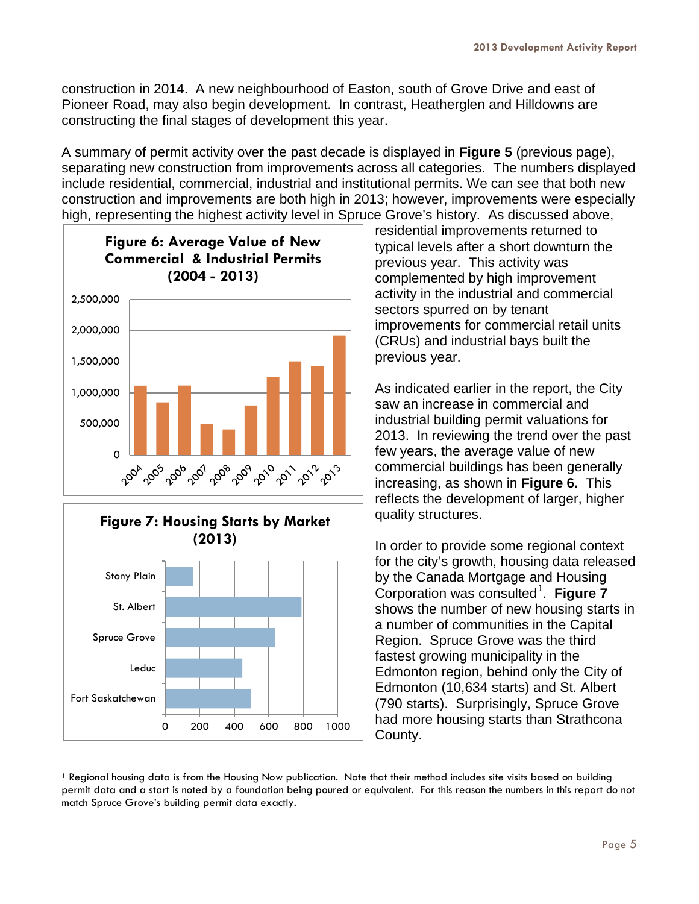construction in 2014. A new neighbourhood of Easton, south of Grove Drive and east of Pioneer Road, may also begin development. In contrast, Heatherglen and Hilldowns are constructing the final stages of development this year.

A summary of permit activity over the past decade is displayed in **Figure 5** (previous page), separating new construction from improvements across all categories. The numbers displayed include residential, commercial, industrial and institutional permits. We can see that both new construction and improvements are both high in 2013; however, improvements were especially high, representing the highest activity level in Spruce Grove's history. As discussed above, residential improvements returned to typical levels after a short downturn the previous year. This activity was complemented by high improvement activity in the industrial and commercial sectors spurred on by tenant improvements for commercial retail units (CRUs) and industrial bays built the previous year.

**Figure 6: Average Value of New Commercial & Industrial Permits (2004 - 2013)**

2,500,000
2,000,000
1,500,000
1,000,000
500,000
0

2004 2005 2006 2007 2008 2009 2010 2011 2012 2013

As indicated earlier in the report, the City saw an increase in commercial and industrial building permit valuations for 2013. In reviewing the trend over the past few years, the average value of new commercial buildings has been generally increasing, as shown in **Figure 6.** This reflects the development of larger, higher quality structures.

**Figure 7: Housing Starts by Market (2013)**

Stony Plain
St. Albert
Spruce Grove
Leduc
Fort Saskatchewan

0 200 400 600 800 1000

In order to provide some regional context for the city's growth, housing data released by the Canada Mortgage and Housing Corporation was consulted[1]. **Figure 7** shows the number of new housing starts in a number of communities in the Capital Region. Spruce Grove was the third fastest growing municipality in the Edmonton region, behind only the City of Edmonton (10,634 starts) and St. Albert (790 starts). Surprisingly, Spruce Grove had more housing starts than Strathcona County.

---

[1] Regional housing data is from the Housing Now publication. Note that their method includes site visits based on building permit data and a start is noted by a foundation being poured or equivalent. For this reason the numbers in this report do not match Spruce Grove's building permit data exactly.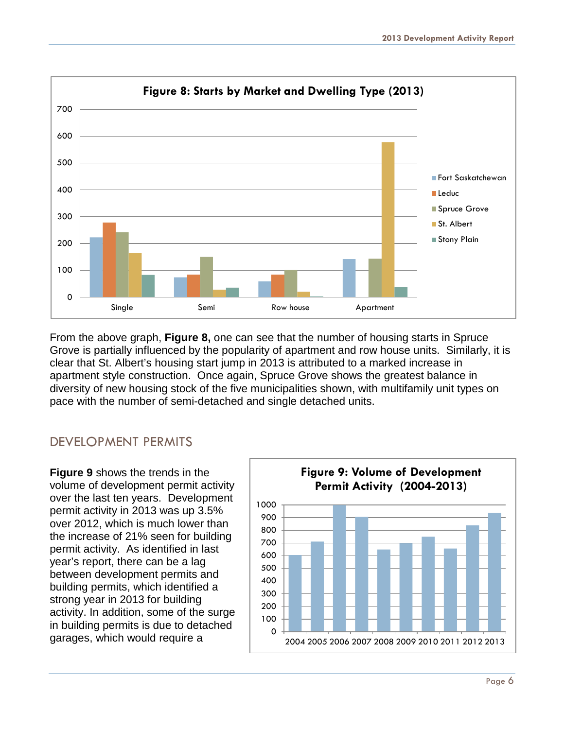**Figure 8: Starts by Market and Dwelling Type (2013)**

700
600
500
400
300
200
100
0

Single
Semi
Row house
Apartment

Fort Saskatchewan
Leduc
Spruce Grove
St. Albert
Stony Plain

From the above graph, **Figure 8,** one can see that the number of housing starts in Spruce Grove is partially influenced by the popularity of apartment and row house units. Similarly, it is clear that St. Albert's housing start jump in 2013 is attributed to a marked increase in apartment style construction. Once again, Spruce Grove shows the greatest balance in diversity of new housing stock of the five municipalities shown, with multifamily unit types on pace with the number of semi-detached and single detached units.

## DEVELOPMENT PERMITS

**Figure 9** shows the trends in the volume of development permit activity over the last ten years. Development permit activity in 2013 was up 3.5% over 2012, which is much lower than the increase of 21% seen for building permit activity. As identified in last year's report, there can be a lag between development permits and building permits, which identified a strong year in 2013 for building activity. In addition, some of the surge in building permits is due to detached garages, which would require a

**Figure 9: Volume of Development Permit Activity (2004-2013)**

1000
900
800
700
600
500
400
300
200
100
0

2004 2005 2006 2007 2008 2009 2010 2011 2012 2013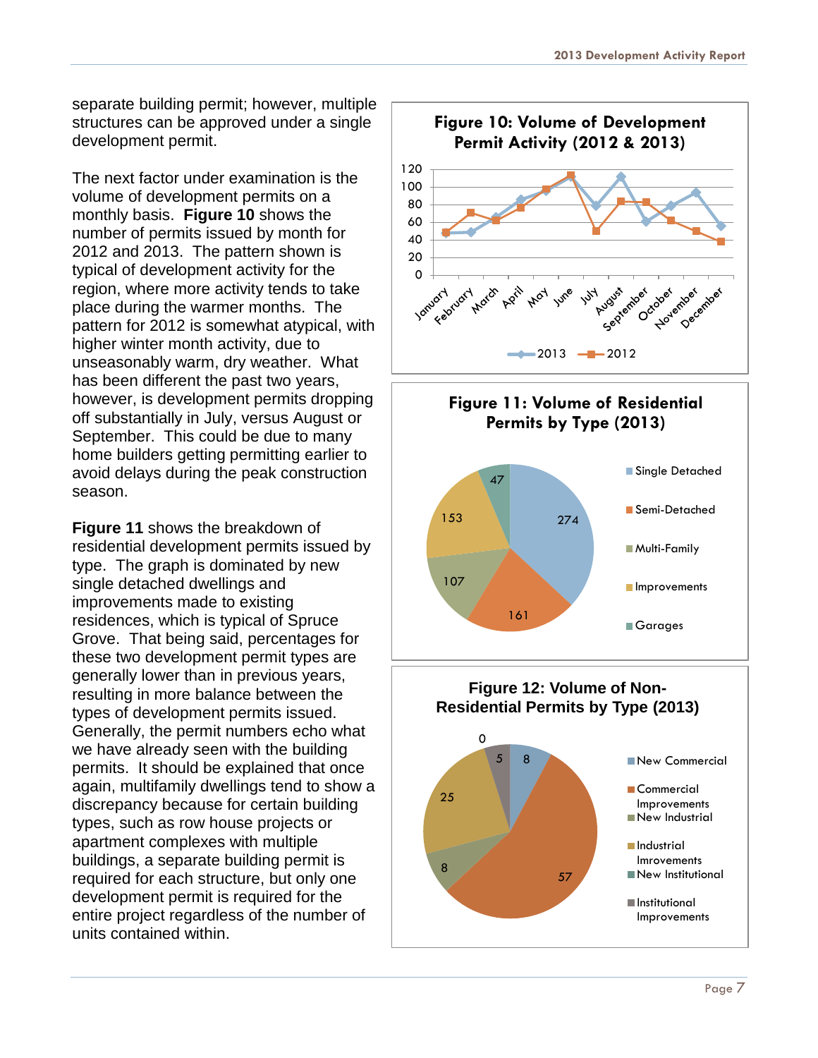separate building permit; however, multiple structures can be approved under a single development permit.

The next factor under examination is the volume of development permits on a monthly basis. **Figure 10** shows the number of permits issued by month for 2012 and 2013. The pattern shown is typical of development activity for the region, where more activity tends to take place during the warmer months. The pattern for 2012 is somewhat atypical, with higher winter month activity, due to unseasonably warm, dry weather. What has been different the past two years, however, is development permits dropping off substantially in July, versus August or September. This could be due to many home builders getting permitting earlier to avoid delays during the peak construction season.

**Figure 11** shows the breakdown of residential development permits issued by type. The graph is dominated by new single detached dwellings and improvements made to existing residences, which is typical of Spruce Grove. That being said, percentages for these two development permit types are generally lower than in previous years, resulting in more balance between the types of development permits issued. Generally, the permit numbers echo what we have already seen with the building permits. It should be explained that once again, multifamily dwellings tend to show a discrepancy because for certain building types, such as row house projects or apartment complexes with multiple buildings, a separate building permit is required for each structure, but only one development permit is required for the entire project regardless of the number of units contained within.

**Figure 10: Volume of Development Permit Activity (2012 & 2013)**

120
100
80
60
40
20
0

January February March April May June July August September October November December

2013 2012

**Figure 11: Volume of Residential Permits by Type (2013)**

274
161
107
153
47

Single Detached
Semi-Detached
Multi-Family
Improvements
Garages

**Figure 12: Volume of Non-Residential Permits by Type (2013)**

8
57
8
25
5
0

New Commercial
Commercial Improvements
New Industrial
Industrial Imrovements
New Institutional
Institutional Improvements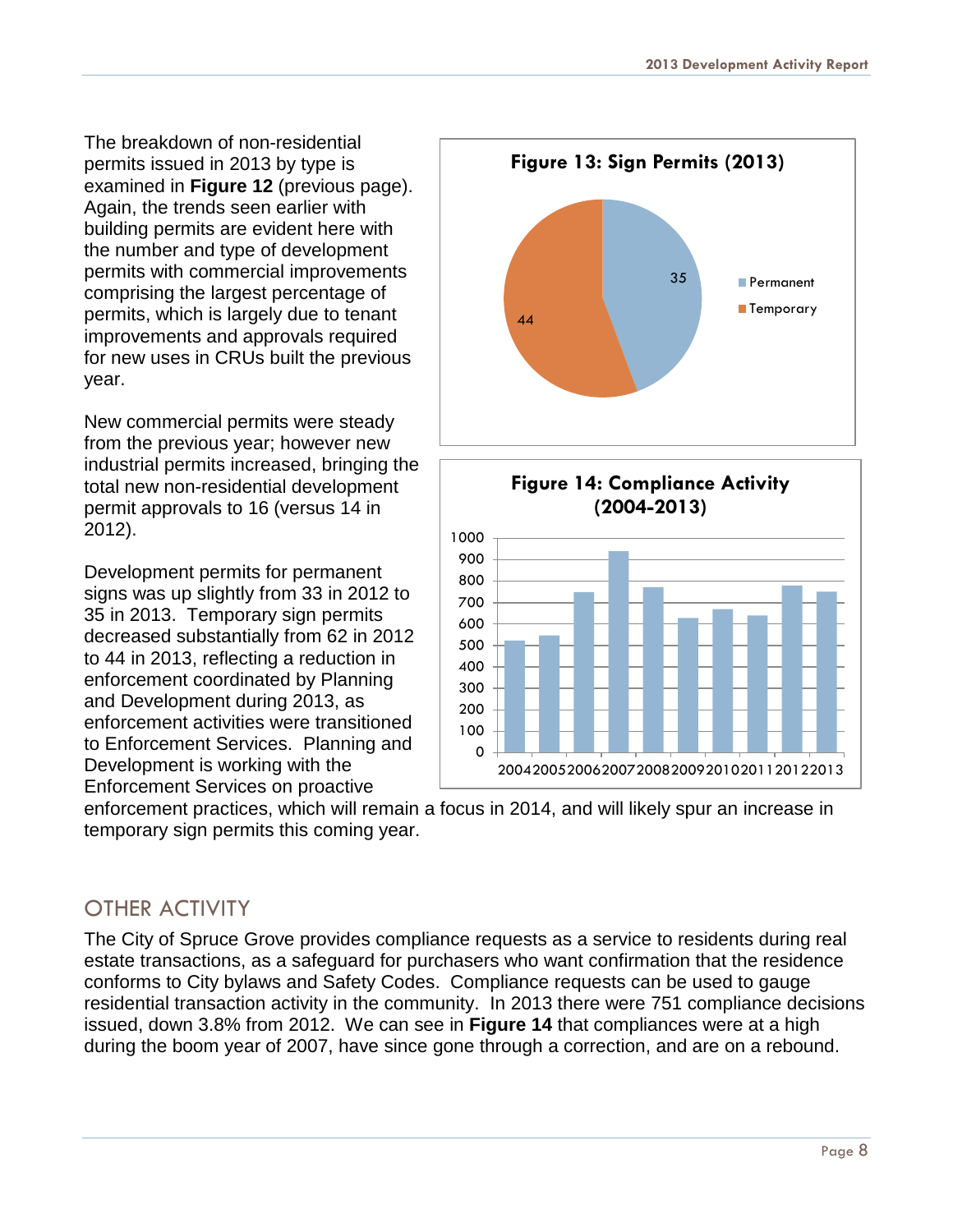The breakdown of non-residential permits issued in 2013 by type is examined in **Figure 12** (previous page). Again, the trends seen earlier with building permits are evident here with the number and type of development permits with commercial improvements comprising the largest percentage of permits, which is largely due to tenant improvements and approvals required for new uses in CRUs built the previous year.

New commercial permits were steady from the previous year; however new industrial permits increased, bringing the total new non-residential development permit approvals to 16 (versus 14 in 2012).

Development permits for permanent signs was up slightly from 33 in 2012 to 35 in 2013. Temporary sign permits decreased substantially from 62 in 2012 to 44 in 2013, reflecting a reduction in enforcement coordinated by Planning and Development during 2013, as enforcement activities were transitioned to Enforcement Services. Planning and Development is working with the Enforcement Services on proactive enforcement practices, which will remain a focus in 2014, and will likely spur an increase in temporary sign permits this coming year.

**Figure 13: Sign Permits (2013)**

35

44

Permanent

Temporary

**Figure 14: Compliance Activity (2004-2013)**

1000
900
800
700
600
500
400
300
200
100
0

2004 2005 2006 2007 2008 2009 2010 2011 2012 2013

## OTHER ACTIVITY

The City of Spruce Grove provides compliance requests as a service to residents during real estate transactions, as a safeguard for purchasers who want confirmation that the residence conforms to City bylaws and Safety Codes. Compliance requests can be used to gauge residential transaction activity in the community. In 2013 there were 751 compliance decisions issued, down 3.8% from 2012. We can see in **Figure 14** that compliances were at a high during the boom year of 2007, have since gone through a correction, and are on a rebound.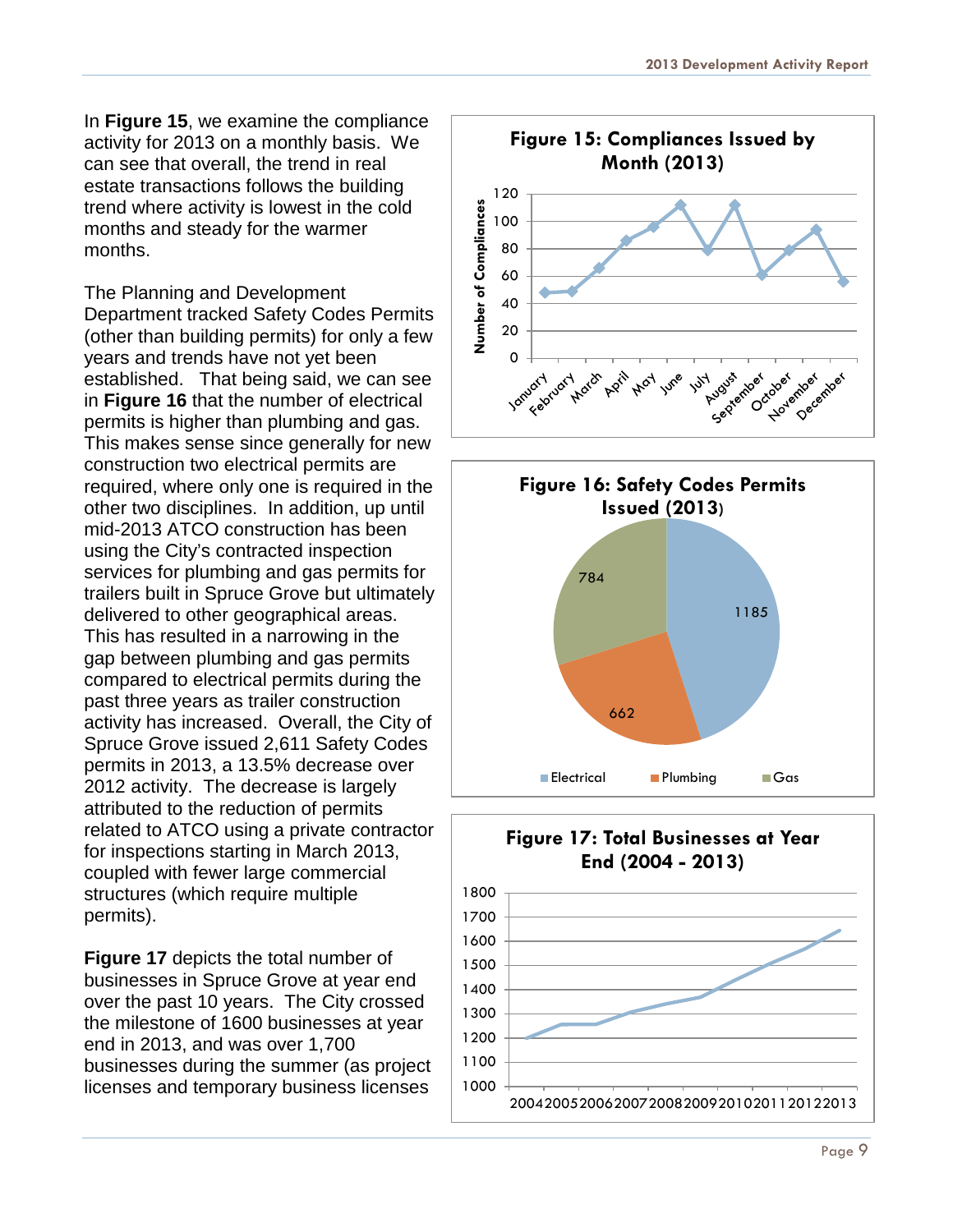In **Figure 15**, we examine the compliance activity for 2013 on a monthly basis. We can see that overall, the trend in real estate transactions follows the building trend where activity is lowest in the cold months and steady for the warmer months.

The Planning and Development Department tracked Safety Codes Permits (other than building permits) for only a few years and trends have not yet been established. That being said, we can see in **Figure 16** that the number of electrical permits is higher than plumbing and gas. This makes sense since generally for new construction two electrical permits are required, where only one is required in the other two disciplines. In addition, up until mid-2013 ATCO construction has been using the City's contracted inspection services for plumbing and gas permits for trailers built in Spruce Grove but ultimately delivered to other geographical areas. This has resulted in a narrowing in the gap between plumbing and gas permits compared to electrical permits during the past three years as trailer construction activity has increased. Overall, the City of Spruce Grove issued 2,611 Safety Codes permits in 2013, a 13.5% decrease over 2012 activity. The decrease is largely attributed to the reduction of permits related to ATCO using a private contractor for inspections starting in March 2013, coupled with fewer large commercial structures (which require multiple permits).

**Figure 17** depicts the total number of businesses in Spruce Grove at year end over the past 10 years. The City crossed the milestone of 1600 businesses at year end in 2013, and was over 1,700 businesses during the summer (as project licenses and temporary business licenses

**Figure 15: Compliances Issued by Month (2013)**

Number of Compliances

0, 20, 40, 60, 80, 100, 120

January, February, March, April, May, June, July, August, September, October, November, December

**Figure 16: Safety Codes Permits Issued (2013)**

1185

662

784

Electrical, Plumbing, Gas

**Figure 17: Total Businesses at Year End (2004 - 2013)**

1000, 1100, 1200, 1300, 1400, 1500, 1600, 1700, 1800

2004, 2005, 2006, 2007, 2008, 2009, 2010, 2011, 2012, 2013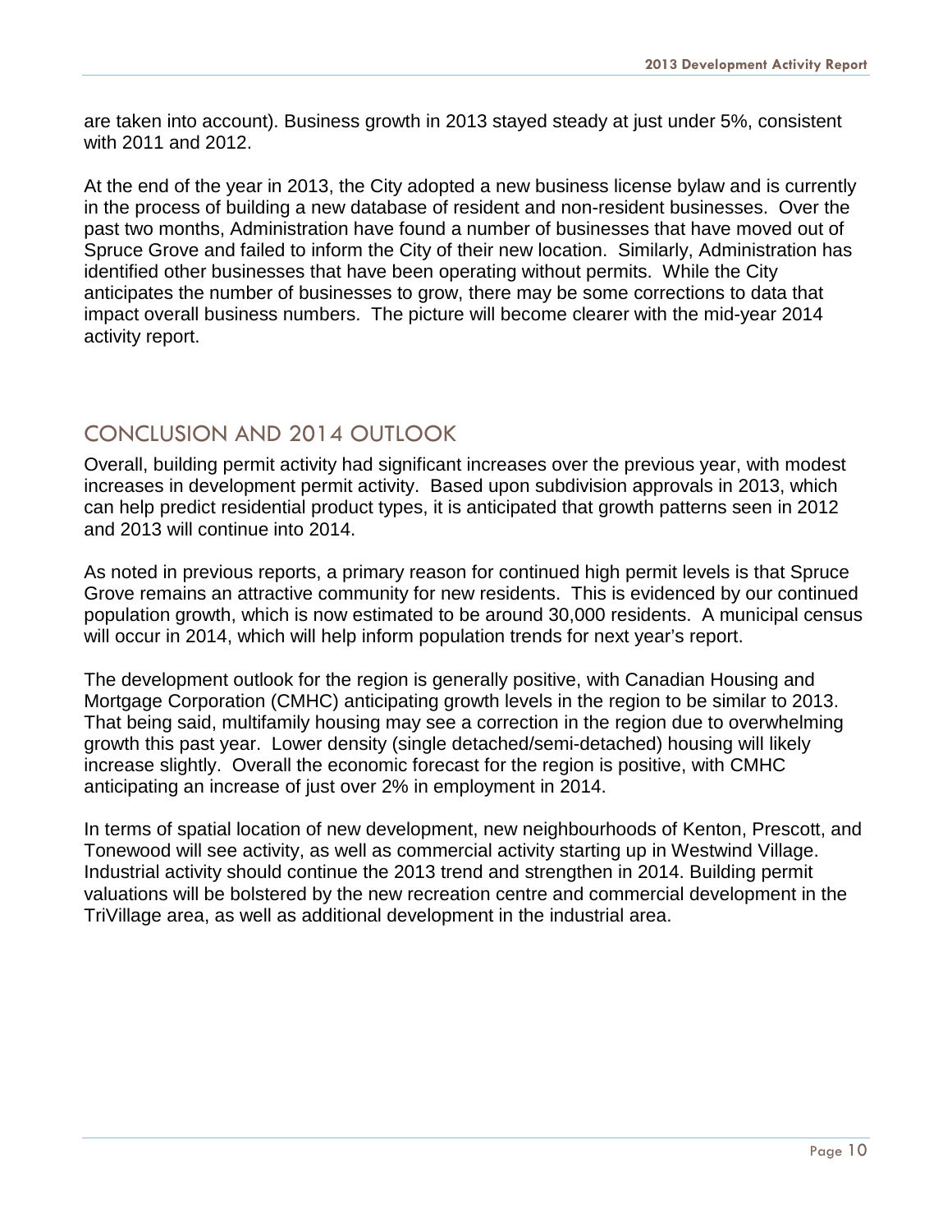are taken into account). Business growth in 2013 stayed steady at just under 5%, consistent with 2011 and 2012.

At the end of the year in 2013, the City adopted a new business license bylaw and is currently in the process of building a new database of resident and non-resident businesses. Over the past two months, Administration have found a number of businesses that have moved out of Spruce Grove and failed to inform the City of their new location. Similarly, Administration has identified other businesses that have been operating without permits. While the City anticipates the number of businesses to grow, there may be some corrections to data that impact overall business numbers. The picture will become clearer with the mid-year 2014 activity report.

## CONCLUSION AND 2014 OUTLOOK

Overall, building permit activity had significant increases over the previous year, with modest increases in development permit activity. Based upon subdivision approvals in 2013, which can help predict residential product types, it is anticipated that growth patterns seen in 2012 and 2013 will continue into 2014.

As noted in previous reports, a primary reason for continued high permit levels is that Spruce Grove remains an attractive community for new residents. This is evidenced by our continued population growth, which is now estimated to be around 30,000 residents. A municipal census will occur in 2014, which will help inform population trends for next year's report.

The development outlook for the region is generally positive, with Canadian Housing and Mortgage Corporation (CMHC) anticipating growth levels in the region to be similar to 2013. That being said, multifamily housing may see a correction in the region due to overwhelming growth this past year. Lower density (single detached/semi-detached) housing will likely increase slightly. Overall the economic forecast for the region is positive, with CMHC anticipating an increase of just over 2% in employment in 2014.

In terms of spatial location of new development, new neighbourhoods of Kenton, Prescott, and Tonewood will see activity, as well as commercial activity starting up in Westwind Village. Industrial activity should continue the 2013 trend and strengthen in 2014. Building permit valuations will be bolstered by the new recreation centre and commercial development in the TriVillage area, as well as additional development in the industrial area.